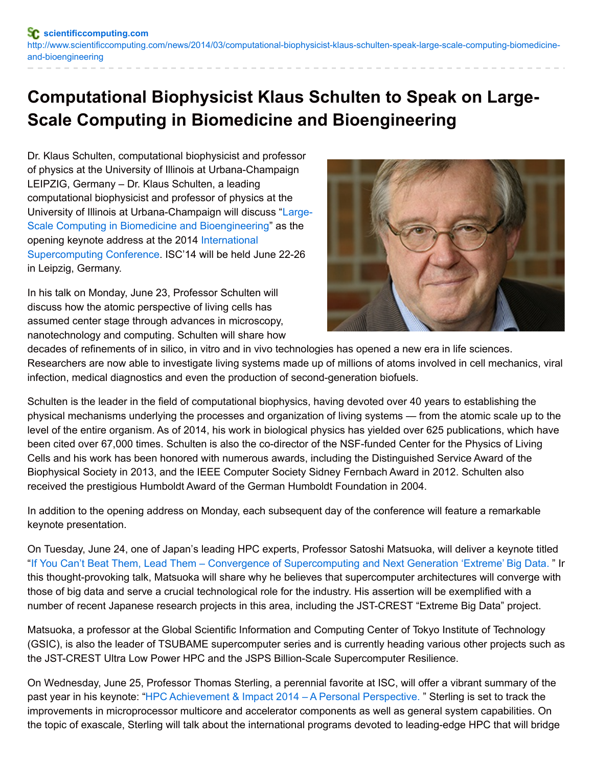scientificcomputing.com

http://www.scientificcomputing.com/news/2014/03/computational-biophysicist-klaus-schulten-speak-large-scale-computing-biomedicine-and-bioengineering

# Computational Biophysicist Klaus Schulten to Speak on Large-Scale Computing in Biomedicine and Bioengineering

Dr. Klaus Schulten, computational biophysicist and professor of physics at the University of Illinois at Urbana-Champaign LEIPZIG, Germany – Dr. Klaus Schulten, a leading computational biophysicist and professor of physics at the University of Illinois at Urbana-Champaign will discuss "Large-Scale Computing in Biomedicine and Bioengineering" as the opening keynote address at the 2014 International Supercomputing Conference. ISC'14 will be held June 22-26 in Leipzig, Germany.

In his talk on Monday, June 23, Professor Schulten will discuss how the atomic perspective of living cells has assumed center stage through advances in microscopy, nanotechnology and computing. Schulten will share how decades of refinements of in silico, in vitro and in vivo technologies has opened a new era in life sciences. Researchers are now able to investigate living systems made up of millions of atoms involved in cell mechanics, viral infection, medical diagnostics and even the production of second-generation biofuels.

Schulten is the leader in the field of computational biophysics, having devoted over 40 years to establishing the physical mechanisms underlying the processes and organization of living systems — from the atomic scale up to the level of the entire organism. As of 2014, his work in biological physics has yielded over 625 publications, which have been cited over 67,000 times. Schulten is also the co-director of the NSF-funded Center for the Physics of Living Cells and his work has been honored with numerous awards, including the Distinguished Service Award of the Biophysical Society in 2013, and the IEEE Computer Society Sidney Fernbach Award in 2012. Schulten also received the prestigious Humboldt Award of the German Humboldt Foundation in 2004.

In addition to the opening address on Monday, each subsequent day of the conference will feature a remarkable keynote presentation.

On Tuesday, June 24, one of Japan's leading HPC experts, Professor Satoshi Matsuoka, will deliver a keynote titled "If You Can't Beat Them, Lead Them – Convergence of Supercomputing and Next Generation 'Extreme' Big Data. " In this thought-provoking talk, Matsuoka will share why he believes that supercomputer architectures will converge with those of big data and serve a crucial technological role for the industry. His assertion will be exemplified with a number of recent Japanese research projects in this area, including the JST-CREST "Extreme Big Data" project.

Matsuoka, a professor at the Global Scientific Information and Computing Center of Tokyo Institute of Technology (GSIC), is also the leader of TSUBAME supercomputer series and is currently heading various other projects such as the JST-CREST Ultra Low Power HPC and the JSPS Billion-Scale Supercomputer Resilience.

On Wednesday, June 25, Professor Thomas Sterling, a perennial favorite at ISC, will offer a vibrant summary of the past year in his keynote: "HPC Achievement & Impact 2014 – A Personal Perspective. " Sterling is set to track the improvements in microprocessor multicore and accelerator components as well as general system capabilities. On the topic of exascale, Sterling will talk about the international programs devoted to leading-edge HPC that will bridge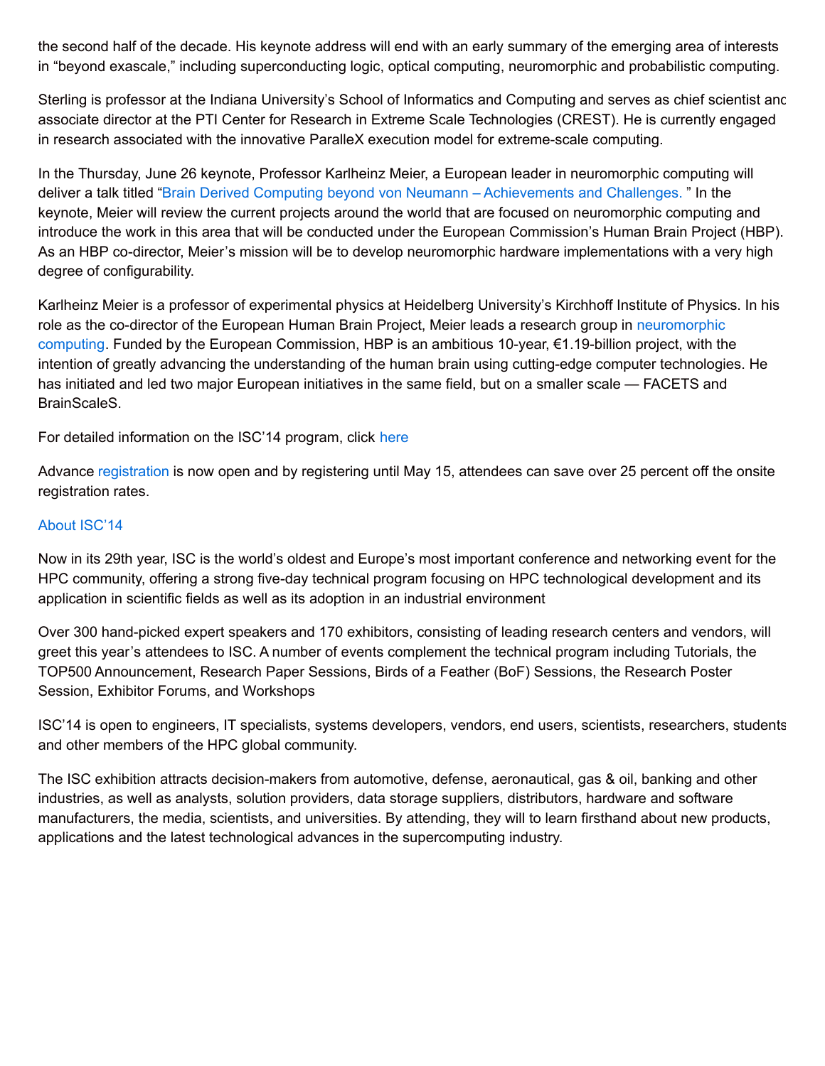the second half of the decade. His keynote address will end with an early summary of the emerging area of interests in “beyond exascale,” including superconducting logic, optical computing, neuromorphic and probabilistic computing.

Sterling is professor at the Indiana University’s School of Informatics and Computing and serves as chief scientist and associate director at the PTI Center for Research in Extreme Scale Technologies (CREST). He is currently engaged in research associated with the innovative ParalleX execution model for extreme-scale computing.

In the Thursday, June 26 keynote, Professor Karlheinz Meier, a European leader in neuromorphic computing will deliver a talk titled “Brain Derived Computing beyond von Neumann – Achievements and Challenges. ” In the keynote, Meier will review the current projects around the world that are focused on neuromorphic computing and introduce the work in this area that will be conducted under the European Commission’s Human Brain Project (HBP). As an HBP co-director, Meier’s mission will be to develop neuromorphic hardware implementations with a very high degree of configurability.

Karlheinz Meier is a professor of experimental physics at Heidelberg University’s Kirchhoff Institute of Physics. In his role as the co-director of the European Human Brain Project, Meier leads a research group in neuromorphic computing. Funded by the European Commission, HBP is an ambitious 10-year, €1.19-billion project, with the intention of greatly advancing the understanding of the human brain using cutting-edge computer technologies. He has initiated and led two major European initiatives in the same field, but on a smaller scale — FACETS and BrainScaleS.

For detailed information on the ISC’14 program, click here

Advance registration is now open and by registering until May 15, attendees can save over 25 percent off the onsite registration rates.

About ISC’14

Now in its 29th year, ISC is the world’s oldest and Europe’s most important conference and networking event for the HPC community, offering a strong five-day technical program focusing on HPC technological development and its application in scientific fields as well as its adoption in an industrial environment

Over 300 hand-picked expert speakers and 170 exhibitors, consisting of leading research centers and vendors, will greet this year’s attendees to ISC. A number of events complement the technical program including Tutorials, the TOP500 Announcement, Research Paper Sessions, Birds of a Feather (BoF) Sessions, the Research Poster Session, Exhibitor Forums, and Workshops

ISC’14 is open to engineers, IT specialists, systems developers, vendors, end users, scientists, researchers, students and other members of the HPC global community.

The ISC exhibition attracts decision-makers from automotive, defense, aeronautical, gas & oil, banking and other industries, as well as analysts, solution providers, data storage suppliers, distributors, hardware and software manufacturers, the media, scientists, and universities. By attending, they will to learn firsthand about new products, applications and the latest technological advances in the supercomputing industry.